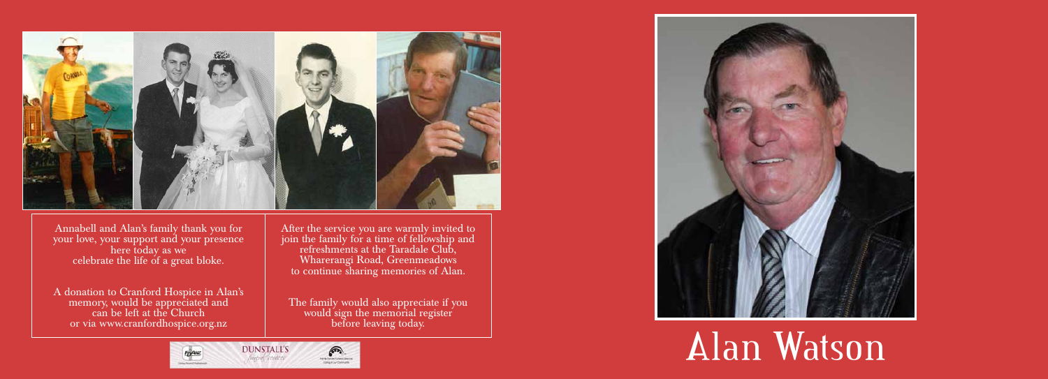Annabell and Alan's family thank you for your love, your support and your presence here today as we celebrate the life of a great bloke.

A donation to Cranford Hospice in Alan's memory, would be appreciated and can be left at the Church or via www.cranfordhospice.org.nz

After the service you are warmly invited to join the family for a time of fellowship and refreshments at the Taradale Club, Wharerangi Road, Greenmeadows to continue sharing memories of Alan.

The family would also appreciate if you would sign the memorial register before leaving today.

DUNSTALL'S
funeral services

# Alan Watson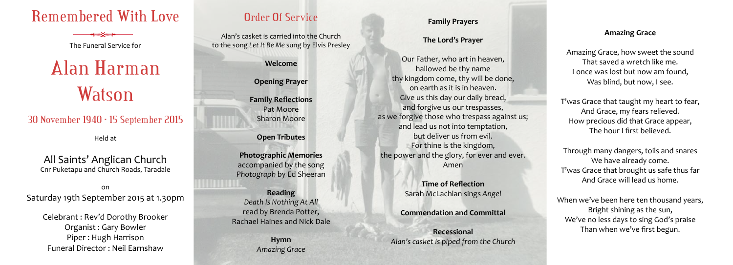# Remembered With Love

The Funeral Service for

# Alan Harman Watson

## 30 November 1940 - 15 September 2015

Held at

All Saints' Anglican Church
Cnr Puketapu and Church Roads, Taradale

on
Saturday 19th September 2015 at 1.30pm

Celebrant : Rev'd Dorothy Brooker
Organist : Gary Bowler
Piper : Hugh Harrison
Funeral Director : Neil Earnshaw

## Order Of Service

Alan's casket is carried into the Church to the song *Let It Be Me* sung by Elvis Presley

**Welcome**

**Opening Prayer**

**Family Reflections**
Pat Moore
Sharon Moore

**Open Tributes**

**Photographic Memories**
accompanied by the song *Photograph* by Ed Sheeran

**Reading**
*Death Is Nothing At All*
read by Brenda Potter, Rachael Haines and Nick Dale

**Hymn**
*Amazing Grace*

**Family Prayers**

**The Lord's Prayer**

Our Father, who art in heaven,
hallowed be thy name
thy kingdom come, thy will be done,
on earth as it is in heaven.
Give us this day our daily bread,
and forgive us our trespasses,
as we forgive those who trespass against us;
and lead us not into temptation,
but deliver us from evil.
For thine is the kingdom,
the power and the glory, for ever and ever.
Amen

**Time of Reflection**
Sarah McLachlan sings *Angel*

**Commendation and Committal**

**Recessional**
*Alan's casket is piped from the Church*

**Amazing Grace**

Amazing Grace, how sweet the sound
That saved a wretch like me.
I once was lost but now am found,
Was blind, but now, I see.

T'was Grace that taught my heart to fear,
And Grace, my fears relieved.
How precious did that Grace appear,
The hour I first believed.

Through many dangers, toils and snares
We have already come.
T'was Grace that brought us safe thus far
And Grace will lead us home.

When we've been here ten thousand years,
Bright shining as the sun,
We've no less days to sing God's praise
Than when we've first begun.